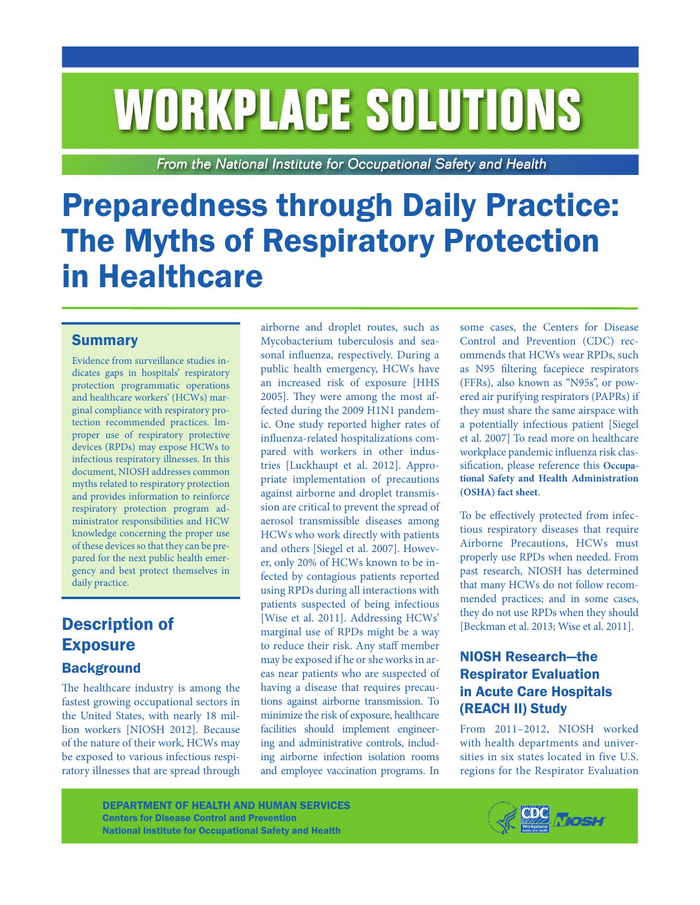# WORKPLACE SOLUTIONS

*From the National Institute for Occupational Safety and Health*

# Preparedness through Daily Practice: The Myths of Respiratory Protection in Healthcare

## Summary

Evidence from surveillance studies indicates gaps in hospitals' respiratory protection programmatic operations and healthcare workers' (HCWs) marginal compliance with respiratory protection recommended practices. Improper use of respiratory protective devices (RPDs) may expose HCWs to infectious respiratory illnesses. In this document, NIOSH addresses common myths related to respiratory protection and provides information to reinforce respiratory protection program administrator responsibilities and HCW knowledge concerning the proper use of these devices so that they can be prepared for the next public health emergency and best protect themselves in daily practice.

## Description of Exposure

### Background

The healthcare industry is among the fastest growing occupational sectors in the United States, with nearly 18 million workers [NIOSH 2012]. Because of the nature of their work, HCWs may be exposed to various infectious respiratory illnesses that are spread through airborne and droplet routes, such as Mycobacterium tuberculosis and seasonal influenza, respectively. During a public health emergency, HCWs have an increased risk of exposure [HHS 2005]. They were among the most affected during the 2009 H1N1 pandemic. One study reported higher rates of influenza-related hospitalizations compared with workers in other industries [Luckhaupt et al. 2012]. Appropriate implementation of precautions against airborne and droplet transmission are critical to prevent the spread of aerosol transmissible diseases among HCWs who work directly with patients and others [Siegel et al. 2007]. However, only 20% of HCWs known to be infected by contagious patients reported using RPDs during all interactions with patients suspected of being infectious [Wise et al. 2011]. Addressing HCWs' marginal use of RPDs might be a way to reduce their risk. Any staff member may be exposed if he or she works in areas near patients who are suspected of having a disease that requires precautions against airborne transmission. To minimize the risk of exposure, healthcare facilities should implement engineering and administrative controls, including airborne infection isolation rooms and employee vaccination programs. In some cases, the Centers for Disease Control and Prevention (CDC) recommends that HCWs wear RPDs, such as N95 filtering facepiece respirators (FFRs), also known as "N95s", or powered air purifying respirators (PAPRs) if they must share the same airspace with a potentially infectious patient [Siegel et al. 2007] To read more on healthcare workplace pandemic influenza risk classification, please reference this **Occupational Safety and Health Administration (OSHA) fact sheet**.

To be effectively protected from infectious respiratory diseases that require Airborne Precautions, HCWs must properly use RPDs when needed. From past research, NIOSH has determined that many HCWs do not follow recommended practices; and in some cases, they do not use RPDs when they should [Beckman et al. 2013; Wise et al. 2011].

### NIOSH Research—the Respirator Evaluation in Acute Care Hospitals (REACH II) Study

From 2011–2012, NIOSH worked with health departments and universities in six states located in five U.S. regions for the Respirator Evaluation

DEPARTMENT OF HEALTH AND HUMAN SERVICES
Centers for Disease Control and Prevention
National Institute for Occupational Safety and Health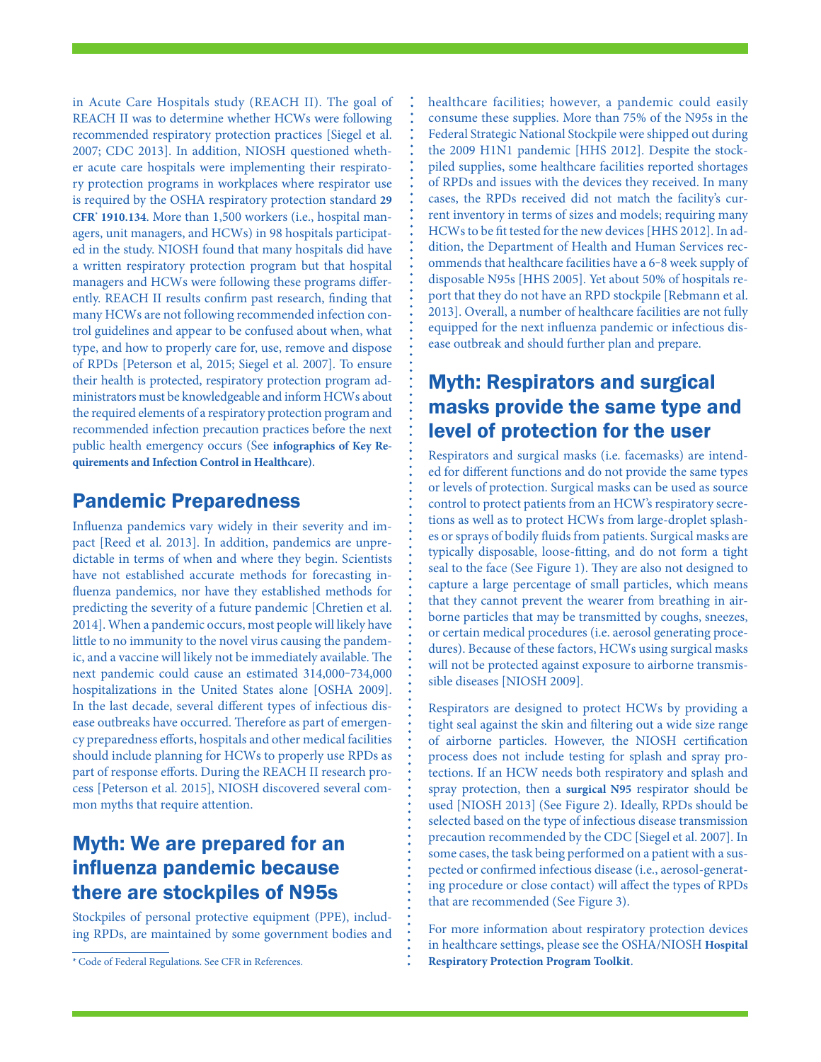in Acute Care Hospitals study (REACH II). The goal of REACH II was to determine whether HCWs were following recommended respiratory protection practices [Siegel et al. 2007; CDC 2013]. In addition, NIOSH questioned whether acute care hospitals were implementing their respiratory protection programs in workplaces where respirator use is required by the OSHA respiratory protection standard **29 CFR* 1910.134**. More than 1,500 workers (i.e., hospital managers, unit managers, and HCWs) in 98 hospitals participated in the study. NIOSH found that many hospitals did have a written respiratory protection program but that hospital managers and HCWs were following these programs differently. REACH II results confirm past research, finding that many HCWs are not following recommended infection control guidelines and appear to be confused about when, what type, and how to properly care for, use, remove and dispose of RPDs [Peterson et al, 2015; Siegel et al. 2007]. To ensure their health is protected, respiratory protection program administrators must be knowledgeable and inform HCWs about the required elements of a respiratory protection program and recommended infection precaution practices before the next public health emergency occurs (See **infographics of Key Requirements and Infection Control in Healthcare**).

## Pandemic Preparedness

Influenza pandemics vary widely in their severity and impact [Reed et al. 2013]. In addition, pandemics are unpredictable in terms of when and where they begin. Scientists have not established accurate methods for forecasting influenza pandemics, nor have they established methods for predicting the severity of a future pandemic [Chretien et al. 2014]. When a pandemic occurs, most people will likely have little to no immunity to the novel virus causing the pandemic, and a vaccine will likely not be immediately available. The next pandemic could cause an estimated 314,000–734,000 hospitalizations in the United States alone [OSHA 2009]. In the last decade, several different types of infectious disease outbreaks have occurred. Therefore as part of emergency preparedness efforts, hospitals and other medical facilities should include planning for HCWs to properly use RPDs as part of response efforts. During the REACH II research process [Peterson et al. 2015], NIOSH discovered several common myths that require attention.

## Myth: We are prepared for an influenza pandemic because there are stockpiles of N95s

Stockpiles of personal protective equipment (PPE), including RPDs, are maintained by some government bodies and healthcare facilities; however, a pandemic could easily consume these supplies. More than 75% of the N95s in the Federal Strategic National Stockpile were shipped out during the 2009 H1N1 pandemic [HHS 2012]. Despite the stockpiled supplies, some healthcare facilities reported shortages of RPDs and issues with the devices they received. In many cases, the RPDs received did not match the facility's current inventory in terms of sizes and models; requiring many HCWs to be fit tested for the new devices [HHS 2012]. In addition, the Department of Health and Human Services recommends that healthcare facilities have a 6–8 week supply of disposable N95s [HHS 2005]. Yet about 50% of hospitals report that they do not have an RPD stockpile [Rebmann et al. 2013]. Overall, a number of healthcare facilities are not fully equipped for the next influenza pandemic or infectious disease outbreak and should further plan and prepare.

## Myth: Respirators and surgical masks provide the same type and level of protection for the user

Respirators and surgical masks (i.e. facemasks) are intended for different functions and do not provide the same types or levels of protection. Surgical masks can be used as source control to protect patients from an HCW's respiratory secretions as well as to protect HCWs from large-droplet splashes or sprays of bodily fluids from patients. Surgical masks are typically disposable, loose-fitting, and do not form a tight seal to the face (See Figure 1). They are also not designed to capture a large percentage of small particles, which means that they cannot prevent the wearer from breathing in airborne particles that may be transmitted by coughs, sneezes, or certain medical procedures (i.e. aerosol generating procedures). Because of these factors, HCWs using surgical masks will not be protected against exposure to airborne transmissible diseases [NIOSH 2009].

Respirators are designed to protect HCWs by providing a tight seal against the skin and filtering out a wide size range of airborne particles. However, the NIOSH certification process does not include testing for splash and spray protections. If an HCW needs both respiratory and splash and spray protection, then a **surgical N95** respirator should be used [NIOSH 2013] (See Figure 2). Ideally, RPDs should be selected based on the type of infectious disease transmission precaution recommended by the CDC [Siegel et al. 2007]. In some cases, the task being performed on a patient with a suspected or confirmed infectious disease (i.e., aerosol-generating procedure or close contact) will affect the types of RPDs that are recommended (See Figure 3).

For more information about respiratory protection devices in healthcare settings, please see the OSHA/NIOSH **Hospital Respiratory Protection Program Toolkit**.

* Code of Federal Regulations. See CFR in References.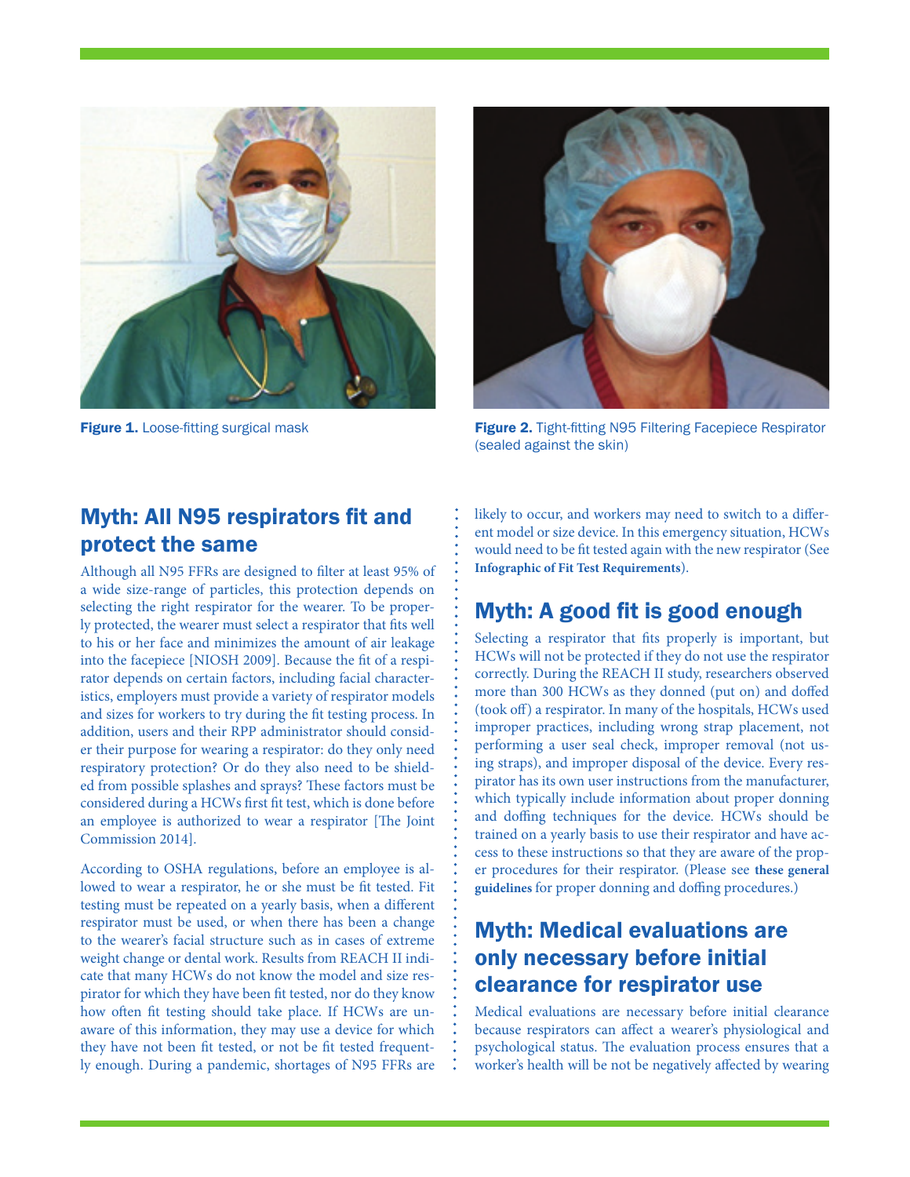Figure 1. Loose-fitting surgical mask

Figure 2. Tight-fitting N95 Filtering Facepiece Respirator (sealed against the skin)

## Myth: All N95 respirators fit and protect the same

Although all N95 FFRs are designed to filter at least 95% of a wide size-range of particles, this protection depends on selecting the right respirator for the wearer. To be properly protected, the wearer must select a respirator that fits well to his or her face and minimizes the amount of air leakage into the facepiece [NIOSH 2009]. Because the fit of a respirator depends on certain factors, including facial characteristics, employers must provide a variety of respirator models and sizes for workers to try during the fit testing process. In addition, users and their RPP administrator should consider their purpose for wearing a respirator: do they only need respiratory protection? Or do they also need to be shielded from possible splashes and sprays? These factors must be considered during a HCWs first fit test, which is done before an employee is authorized to wear a respirator [The Joint Commission 2014].

According to OSHA regulations, before an employee is allowed to wear a respirator, he or she must be fit tested. Fit testing must be repeated on a yearly basis, when a different respirator must be used, or when there has been a change to the wearer's facial structure such as in cases of extreme weight change or dental work. Results from REACH II indicate that many HCWs do not know the model and size respirator for which they have been fit tested, nor do they know how often fit testing should take place. If HCWs are unaware of this information, they may use a device for which they have not been fit tested, or not be fit tested frequently enough. During a pandemic, shortages of N95 FFRs are likely to occur, and workers may need to switch to a different model or size device. In this emergency situation, HCWs would need to be fit tested again with the new respirator (See **Infographic of Fit Test Requirements**).

## Myth: A good fit is good enough

Selecting a respirator that fits properly is important, but HCWs will not be protected if they do not use the respirator correctly. During the REACH II study, researchers observed more than 300 HCWs as they donned (put on) and doffed (took off) a respirator. In many of the hospitals, HCWs used improper practices, including wrong strap placement, not performing a user seal check, improper removal (not using straps), and improper disposal of the device. Every respirator has its own user instructions from the manufacturer, which typically include information about proper donning and doffing techniques for the device. HCWs should be trained on a yearly basis to use their respirator and have access to these instructions so that they are aware of the proper procedures for their respirator. (Please see **these general guidelines** for proper donning and doffing procedures.)

## Myth: Medical evaluations are only necessary before initial clearance for respirator use

Medical evaluations are necessary before initial clearance because respirators can affect a wearer's physiological and psychological status. The evaluation process ensures that a worker's health will be not be negatively affected by wearing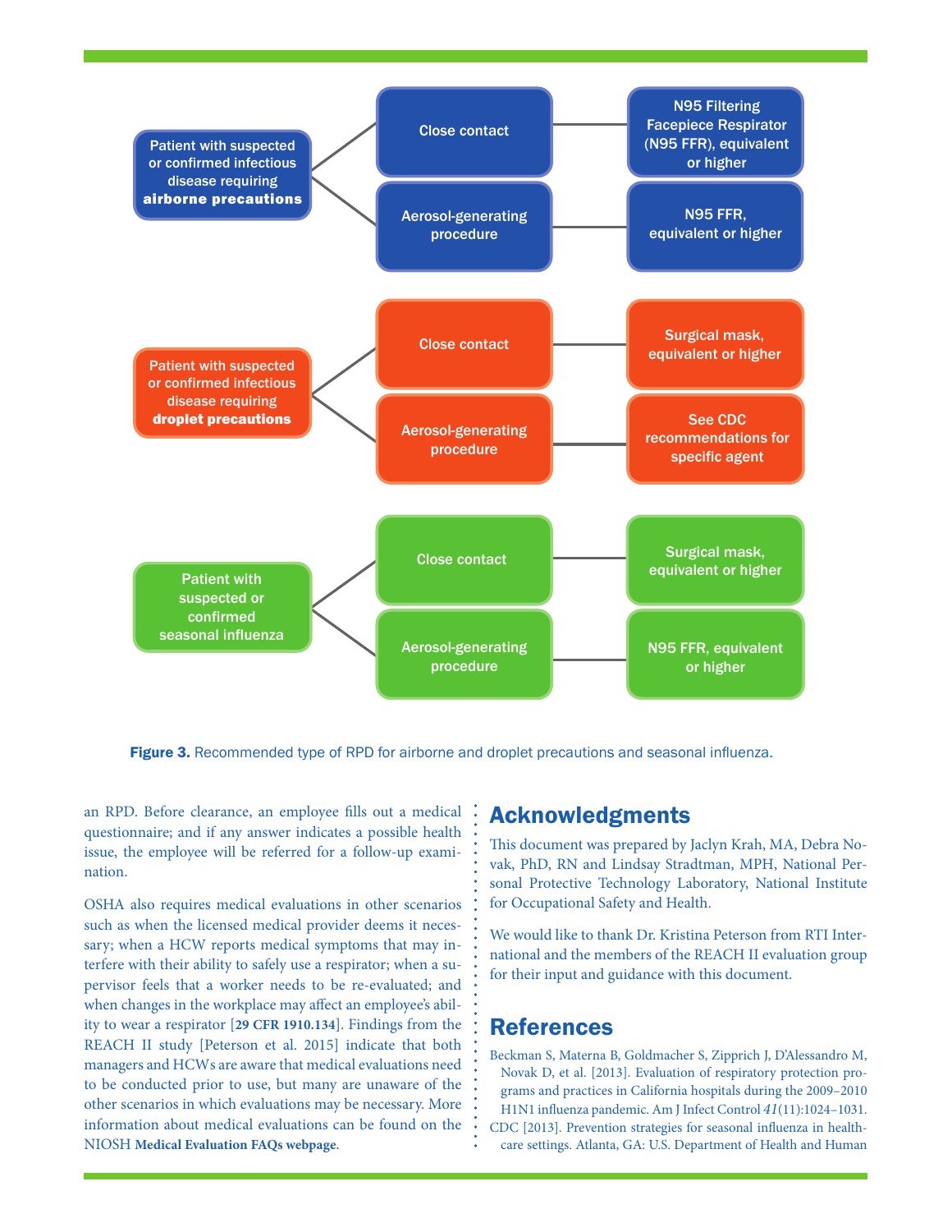| Patient condition | Exposure | Recommended RPD |
| --- | --- | --- |
| Patient with suspected or confirmed infectious disease requiring **airborne precautions** | Close contact | N95 Filtering Facepiece Respirator (N95 FFR), equivalent or higher |
| | Aerosol-generating procedure | N95 FFR, equivalent or higher |
| Patient with suspected or confirmed infectious disease requiring **droplet precautions** | Close contact | Surgical mask, equivalent or higher |
| | Aerosol-generating procedure | See CDC recommendations for specific agent |
| Patient with suspected or confirmed seasonal influenza | Close contact | Surgical mask, equivalent or higher |
| | Aerosol-generating procedure | N95 FFR, equivalent or higher |

**Figure 3.** Recommended type of RPD for airborne and droplet precautions and seasonal influenza.

an RPD. Before clearance, an employee fills out a medical questionnaire; and if any answer indicates a possible health issue, the employee will be referred for a follow-up examination.

OSHA also requires medical evaluations in other scenarios such as when the licensed medical provider deems it necessary; when a HCW reports medical symptoms that may interfere with their ability to safely use a respirator; when a supervisor feels that a worker needs to be re-evaluated; and when changes in the workplace may affect an employee's ability to wear a respirator [**29 CFR 1910.134**]. Findings from the REACH II study [Peterson et al. 2015] indicate that both managers and HCWs are aware that medical evaluations need to be conducted prior to use, but many are unaware of the other scenarios in which evaluations may be necessary. More information about medical evaluations can be found on the NIOSH **Medical Evaluation FAQs webpage**.

## Acknowledgments

This document was prepared by Jaclyn Krah, MA, Debra Novak, PhD, RN and Lindsay Stradtman, MPH, National Personal Protective Technology Laboratory, National Institute for Occupational Safety and Health.

We would like to thank Dr. Kristina Peterson from RTI International and the members of the REACH II evaluation group for their input and guidance with this document.

## References

Beckman S, Materna B, Goldmacher S, Zipprich J, D'Alessandro M, Novak D, et al. [2013]. Evaluation of respiratory protection programs and practices in California hospitals during the 2009–2010 H1N1 influenza pandemic. Am J Infect Control *41*(11):1024–1031.

CDC [2013]. Prevention strategies for seasonal influenza in healthcare settings. Atlanta, GA: U.S. Department of Health and Human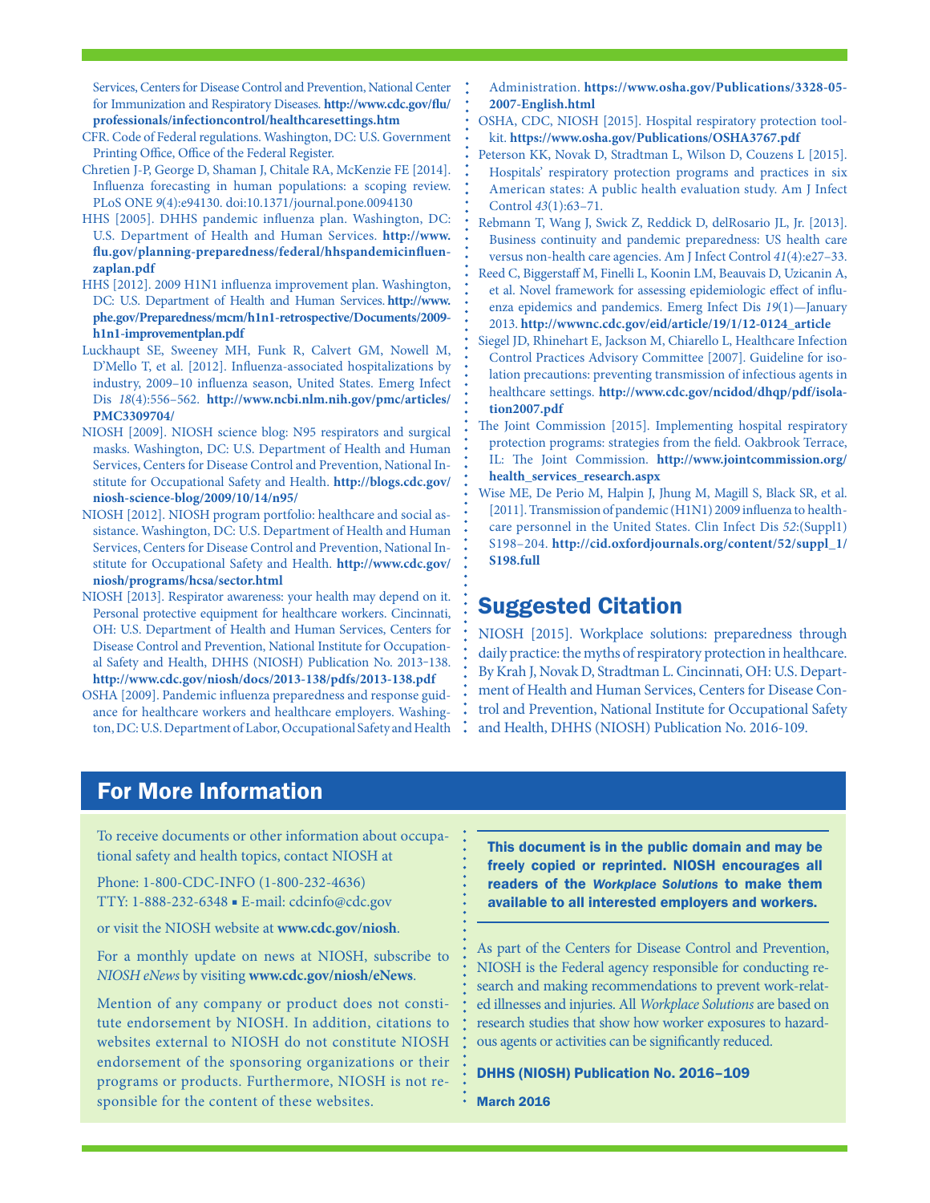Services, Centers for Disease Control and Prevention, National Center for Immunization and Respiratory Diseases. **http://www.cdc.gov/flu/professionals/infectioncontrol/healthcaresettings.htm**

CFR. Code of Federal regulations. Washington, DC: U.S. Government Printing Office, Office of the Federal Register.

Chretien J-P, George D, Shaman J, Chitale RA, McKenzie FE [2014]. Influenza forecasting in human populations: a scoping review. PLoS ONE *9*(4):e94130. doi:10.1371/journal.pone.0094130

HHS [2005]. DHHS pandemic influenza plan. Washington, DC: U.S. Department of Health and Human Services. **http://www.flu.gov/planning-preparedness/federal/hhspandemicinfluenzaplan.pdf**

HHS [2012]. 2009 H1N1 influenza improvement plan. Washington, DC: U.S. Department of Health and Human Services. **http://www.phe.gov/Preparedness/mcm/h1n1-retrospective/Documents/2009-h1n1-improvementplan.pdf**

Luckhaupt SE, Sweeney MH, Funk R, Calvert GM, Nowell M, D'Mello T, et al. [2012]. Influenza-associated hospitalizations by industry, 2009–10 influenza season, United States. Emerg Infect Dis *18*(4):556–562. **http://www.ncbi.nlm.nih.gov/pmc/articles/PMC3309704/**

NIOSH [2009]. NIOSH science blog: N95 respirators and surgical masks. Washington, DC: U.S. Department of Health and Human Services, Centers for Disease Control and Prevention, National Institute for Occupational Safety and Health. **http://blogs.cdc.gov/niosh-science-blog/2009/10/14/n95/**

NIOSH [2012]. NIOSH program portfolio: healthcare and social assistance. Washington, DC: U.S. Department of Health and Human Services, Centers for Disease Control and Prevention, National Institute for Occupational Safety and Health. **http://www.cdc.gov/niosh/programs/hcsa/sector.html**

NIOSH [2013]. Respirator awareness: your health may depend on it. Personal protective equipment for healthcare workers. Cincinnati, OH: U.S. Department of Health and Human Services, Centers for Disease Control and Prevention, National Institute for Occupational Safety and Health, DHHS (NIOSH) Publication No. 2013-138. **http://www.cdc.gov/niosh/docs/2013-138/pdfs/2013-138.pdf**

OSHA [2009]. Pandemic influenza preparedness and response guidance for healthcare workers and healthcare employers. Washington, DC: U.S. Department of Labor, Occupational Safety and Health Administration. **https://www.osha.gov/Publications/3328-05-2007-English.html**

OSHA, CDC, NIOSH [2015]. Hospital respiratory protection toolkit. **https://www.osha.gov/Publications/OSHA3767.pdf**

Peterson KK, Novak D, Stradtman L, Wilson D, Couzens L [2015]. Hospitals' respiratory protection programs and practices in six American states: A public health evaluation study. Am J Infect Control *43*(1):63–71.

Rebmann T, Wang J, Swick Z, Reddick D, delRosario JL, Jr. [2013]. Business continuity and pandemic preparedness: US health care versus non-health care agencies. Am J Infect Control *41*(4):e27–33.

Reed C, Biggerstaff M, Finelli L, Koonin LM, Beauvais D, Uzicanin A, et al. Novel framework for assessing epidemiologic effect of influenza epidemics and pandemics. Emerg Infect Dis *19*(1)—January 2013. **http://wwwnc.cdc.gov/eid/article/19/1/12-0124_article**

Siegel JD, Rhinehart E, Jackson M, Chiarello L, Healthcare Infection Control Practices Advisory Committee [2007]. Guideline for isolation precautions: preventing transmission of infectious agents in healthcare settings. **http://www.cdc.gov/ncidod/dhqp/pdf/isolation2007.pdf**

The Joint Commission [2015]. Implementing hospital respiratory protection programs: strategies from the field. Oakbrook Terrace, IL: The Joint Commission. **http://www.jointcommission.org/health_services_research.aspx**

Wise ME, De Perio M, Halpin J, Jhung M, Magill S, Black SR, et al. [2011]. Transmission of pandemic (H1N1) 2009 influenza to healthcare personnel in the United States. Clin Infect Dis *52*:(Suppl1) S198–204. **http://cid.oxfordjournals.org/content/52/suppl_1/S198.full**

## Suggested Citation

NIOSH [2015]. Workplace solutions: preparedness through daily practice: the myths of respiratory protection in healthcare. By Krah J, Novak D, Stradtman L. Cincinnati, OH: U.S. Department of Health and Human Services, Centers for Disease Control and Prevention, National Institute for Occupational Safety and Health, DHHS (NIOSH) Publication No. 2016-109.

## For More Information

To receive documents or other information about occupational safety and health topics, contact NIOSH at

Phone: 1-800-CDC-INFO (1-800-232-4636)
TTY: 1-888-232-6348 ▪ E-mail: cdcinfo@cdc.gov

or visit the NIOSH website at **www.cdc.gov/niosh**.

For a monthly update on news at NIOSH, subscribe to *NIOSH eNews* by visiting **www.cdc.gov/niosh/eNews**.

Mention of any company or product does not constitute endorsement by NIOSH. In addition, citations to websites external to NIOSH do not constitute NIOSH endorsement of the sponsoring organizations or their programs or products. Furthermore, NIOSH is not responsible for the content of these websites.

**This document is in the public domain and may be freely copied or reprinted. NIOSH encourages all readers of the *Workplace Solutions* to make them available to all interested employers and workers.**

As part of the Centers for Disease Control and Prevention, NIOSH is the Federal agency responsible for conducting research and making recommendations to prevent work-related illnesses and injuries. All *Workplace Solutions* are based on research studies that show how worker exposures to hazardous agents or activities can be significantly reduced.

**DHHS (NIOSH) Publication No. 2016–109**

**March 2016**